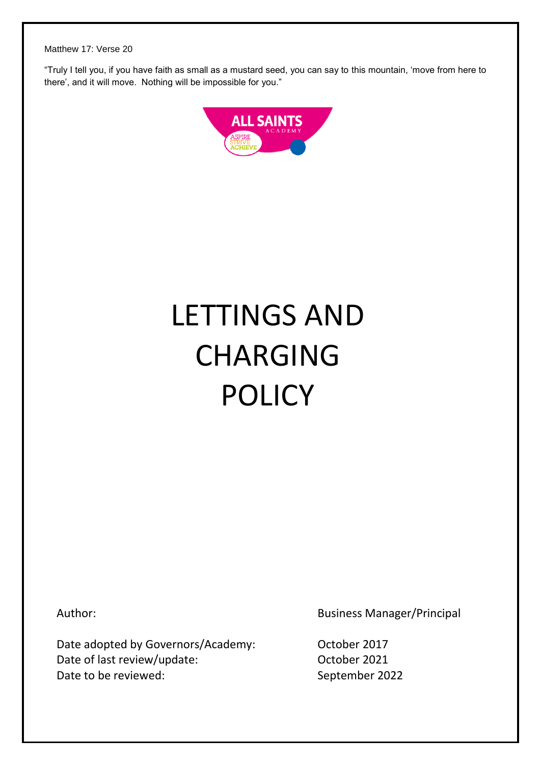Matthew 17: Verse 20

"Truly I tell you, if you have faith as small as a mustard seed, you can say to this mountain, 'move from here to there', and it will move. Nothing will be impossible for you."

ALL SAINTS ACADEMY

ASPIRE STRIVE ACHIEVE

# LETTINGS AND CHARGING POLICY

| | |
|---|---|
| Author: | Business Manager/Principal |
| Date adopted by Governors/Academy: | October 2017 |
| Date of last review/update: | October 2021 |
| Date to be reviewed: | September 2022 |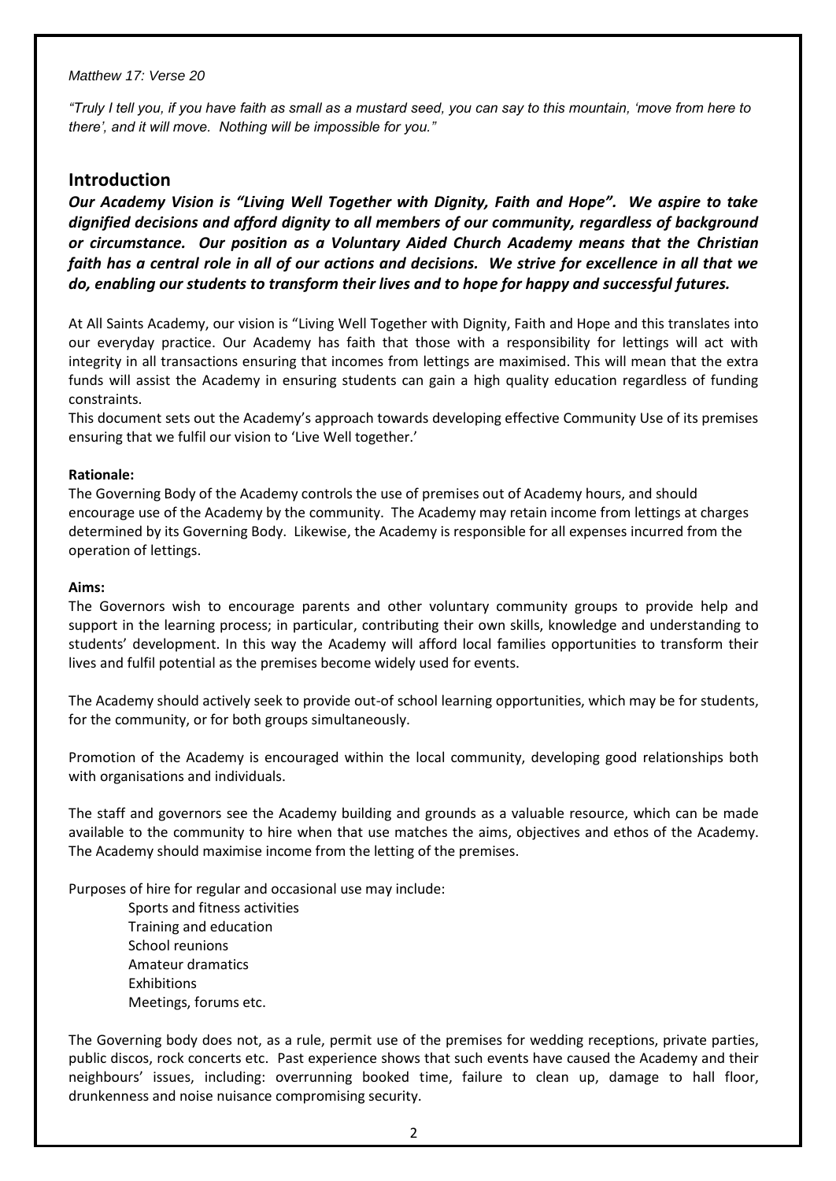*Matthew 17: Verse 20*

*"Truly I tell you, if you have faith as small as a mustard seed, you can say to this mountain, 'move from here to there', and it will move. Nothing will be impossible for you."*

## Introduction

***Our Academy Vision is "Living Well Together with Dignity, Faith and Hope". We aspire to take dignified decisions and afford dignity to all members of our community, regardless of background or circumstance. Our position as a Voluntary Aided Church Academy means that the Christian faith has a central role in all of our actions and decisions. We strive for excellence in all that we do, enabling our students to transform their lives and to hope for happy and successful futures.***

At All Saints Academy, our vision is "Living Well Together with Dignity, Faith and Hope and this translates into our everyday practice. Our Academy has faith that those with a responsibility for lettings will act with integrity in all transactions ensuring that incomes from lettings are maximised. This will mean that the extra funds will assist the Academy in ensuring students can gain a high quality education regardless of funding constraints.

This document sets out the Academy's approach towards developing effective Community Use of its premises ensuring that we fulfil our vision to 'Live Well together.'

**Rationale:**

The Governing Body of the Academy controls the use of premises out of Academy hours, and should encourage use of the Academy by the community. The Academy may retain income from lettings at charges determined by its Governing Body. Likewise, the Academy is responsible for all expenses incurred from the operation of lettings.

**Aims:**

The Governors wish to encourage parents and other voluntary community groups to provide help and support in the learning process; in particular, contributing their own skills, knowledge and understanding to students' development. In this way the Academy will afford local families opportunities to transform their lives and fulfil potential as the premises become widely used for events.

The Academy should actively seek to provide out-of school learning opportunities, which may be for students, for the community, or for both groups simultaneously.

Promotion of the Academy is encouraged within the local community, developing good relationships both with organisations and individuals.

The staff and governors see the Academy building and grounds as a valuable resource, which can be made available to the community to hire when that use matches the aims, objectives and ethos of the Academy. The Academy should maximise income from the letting of the premises.

Purposes of hire for regular and occasional use may include:

- Sports and fitness activities
- Training and education
- School reunions
- Amateur dramatics
- Exhibitions
- Meetings, forums etc.

The Governing body does not, as a rule, permit use of the premises for wedding receptions, private parties, public discos, rock concerts etc. Past experience shows that such events have caused the Academy and their neighbours' issues, including: overrunning booked time, failure to clean up, damage to hall floor, drunkenness and noise nuisance compromising security.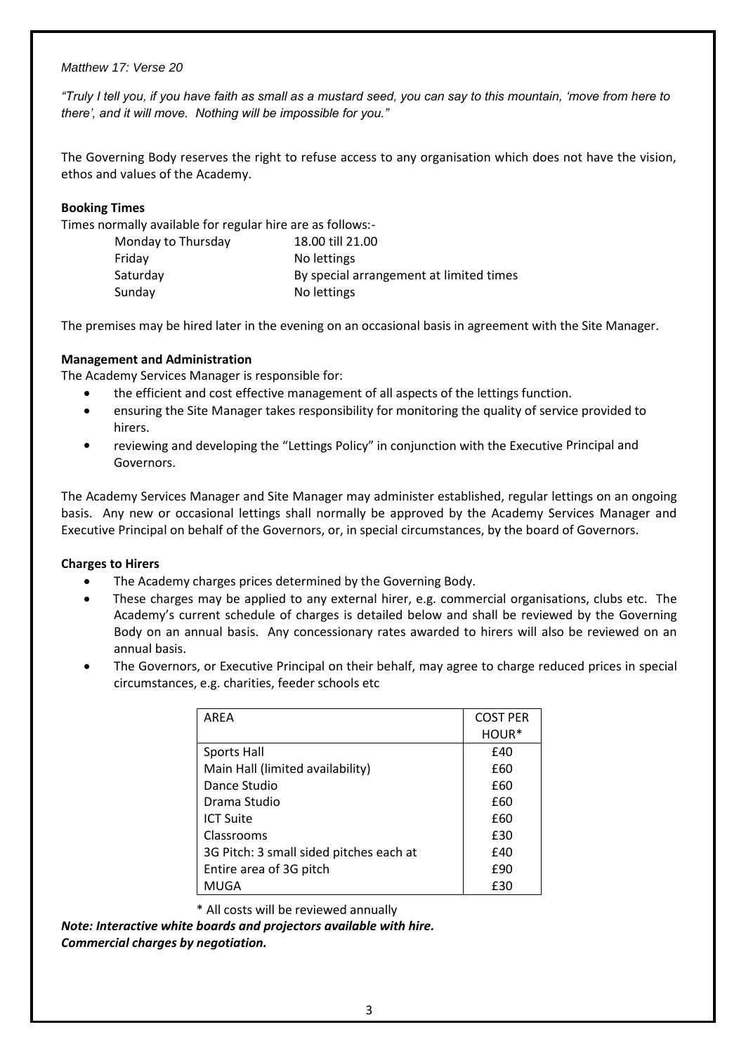*Matthew 17: Verse 20*

*"Truly I tell you, if you have faith as small as a mustard seed, you can say to this mountain, 'move from here to there', and it will move. Nothing will be impossible for you."*

The Governing Body reserves the right to refuse access to any organisation which does not have the vision, ethos and values of the Academy.

**Booking Times**

Times normally available for regular hire are as follows:-

| | |
|---|---|
| Monday to Thursday | 18.00 till 21.00 |
| Friday | No lettings |
| Saturday | By special arrangement at limited times |
| Sunday | No lettings |

The premises may be hired later in the evening on an occasional basis in agreement with the Site Manager.

**Management and Administration**

The Academy Services Manager is responsible for:

- the efficient and cost effective management of all aspects of the lettings function.
- ensuring the Site Manager takes responsibility for monitoring the quality of service provided to hirers.
- reviewing and developing the "Lettings Policy" in conjunction with the Executive Principal and Governors.

The Academy Services Manager and Site Manager may administer established, regular lettings on an ongoing basis. Any new or occasional lettings shall normally be approved by the Academy Services Manager and Executive Principal on behalf of the Governors, or, in special circumstances, by the board of Governors.

**Charges to Hirers**

- The Academy charges prices determined by the Governing Body.
- These charges may be applied to any external hirer, e.g. commercial organisations, clubs etc. The Academy's current schedule of charges is detailed below and shall be reviewed by the Governing Body on an annual basis. Any concessionary rates awarded to hirers will also be reviewed on an annual basis.
- The Governors, or Executive Principal on their behalf, may agree to charge reduced prices in special circumstances, e.g. charities, feeder schools etc

| AREA | COST PER HOUR* |
|---|---|
| Sports Hall | £40 |
| Main Hall (limited availability) | £60 |
| Dance Studio | £60 |
| Drama Studio | £60 |
| ICT Suite | £60 |
| Classrooms | £30 |
| 3G Pitch: 3 small sided pitches each at | £40 |
| Entire area of 3G pitch | £90 |
| MUGA | £30 |

\* All costs will be reviewed annually

***Note: Interactive white boards and projectors available with hire.***
***Commercial charges by negotiation.***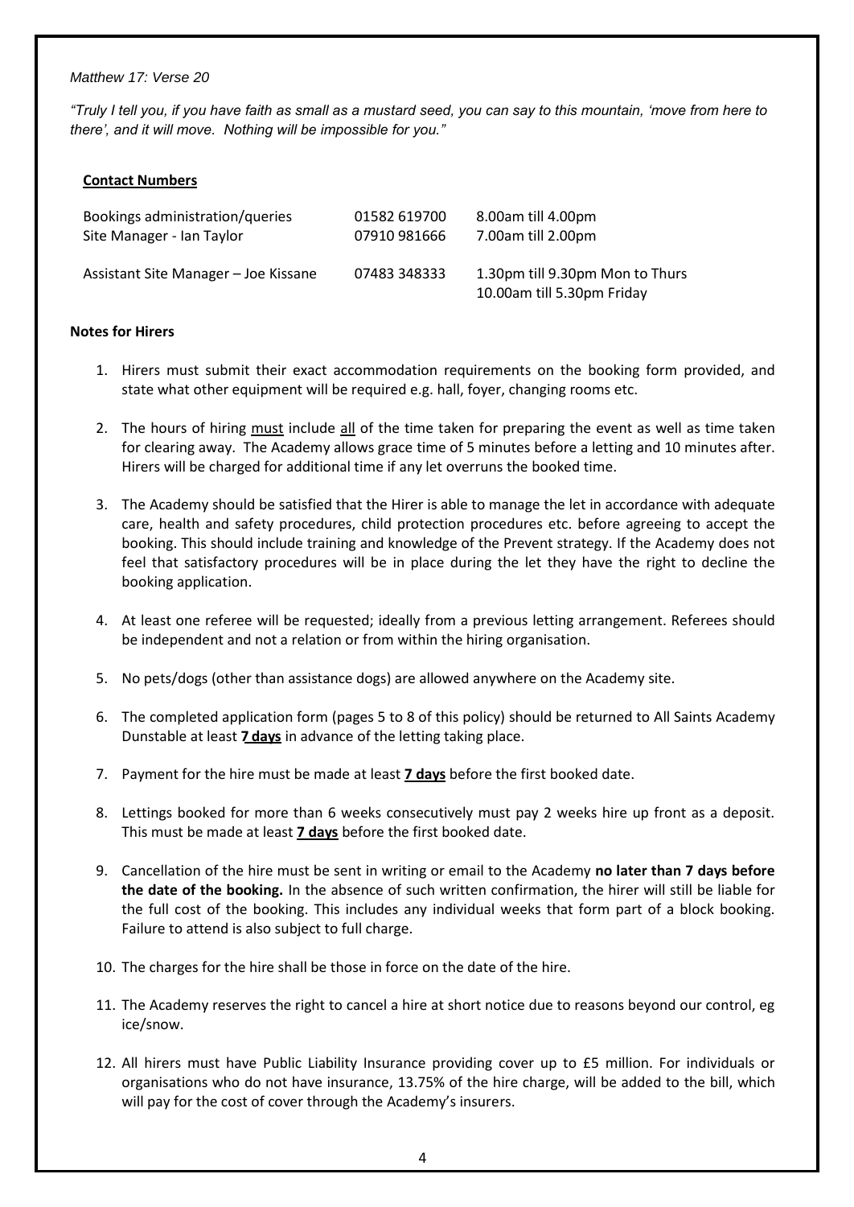*Matthew 17: Verse 20*

*"Truly I tell you, if you have faith as small as a mustard seed, you can say to this mountain, 'move from here to there', and it will move. Nothing will be impossible for you."*

**Contact Numbers**

| | | |
|---|---|---|
| Bookings administration/queries | 01582 619700 | 8.00am till 4.00pm |
| Site Manager - Ian Taylor | 07910 981666 | 7.00am till 2.00pm |
| Assistant Site Manager – Joe Kissane | 07483 348333 | 1.30pm till 9.30pm Mon to Thurs<br>10.00am till 5.30pm Friday |

**Notes for Hirers**

1. Hirers must submit their exact accommodation requirements on the booking form provided, and state what other equipment will be required e.g. hall, foyer, changing rooms etc.

2. The hours of hiring <u>must</u> include <u>all</u> of the time taken for preparing the event as well as time taken for clearing away. The Academy allows grace time of 5 minutes before a letting and 10 minutes after. Hirers will be charged for additional time if any let overruns the booked time.

3. The Academy should be satisfied that the Hirer is able to manage the let in accordance with adequate care, health and safety procedures, child protection procedures etc. before agreeing to accept the booking. This should include training and knowledge of the Prevent strategy. If the Academy does not feel that satisfactory procedures will be in place during the let they have the right to decline the booking application.

4. At least one referee will be requested; ideally from a previous letting arrangement. Referees should be independent and not a relation or from within the hiring organisation.

5. No pets/dogs (other than assistance dogs) are allowed anywhere on the Academy site.

6. The completed application form (pages 5 to 8 of this policy) should be returned to All Saints Academy Dunstable at least **<u>7 days</u>** in advance of the letting taking place.

7. Payment for the hire must be made at least **<u>7 days</u>** before the first booked date.

8. Lettings booked for more than 6 weeks consecutively must pay 2 weeks hire up front as a deposit. This must be made at least **<u>7 days</u>** before the first booked date.

9. Cancellation of the hire must be sent in writing or email to the Academy **no later than 7 days before the date of the booking.** In the absence of such written confirmation, the hirer will still be liable for the full cost of the booking. This includes any individual weeks that form part of a block booking. Failure to attend is also subject to full charge.

10. The charges for the hire shall be those in force on the date of the hire.

11. The Academy reserves the right to cancel a hire at short notice due to reasons beyond our control, eg ice/snow.

12. All hirers must have Public Liability Insurance providing cover up to £5 million. For individuals or organisations who do not have insurance, 13.75% of the hire charge, will be added to the bill, which will pay for the cost of cover through the Academy's insurers.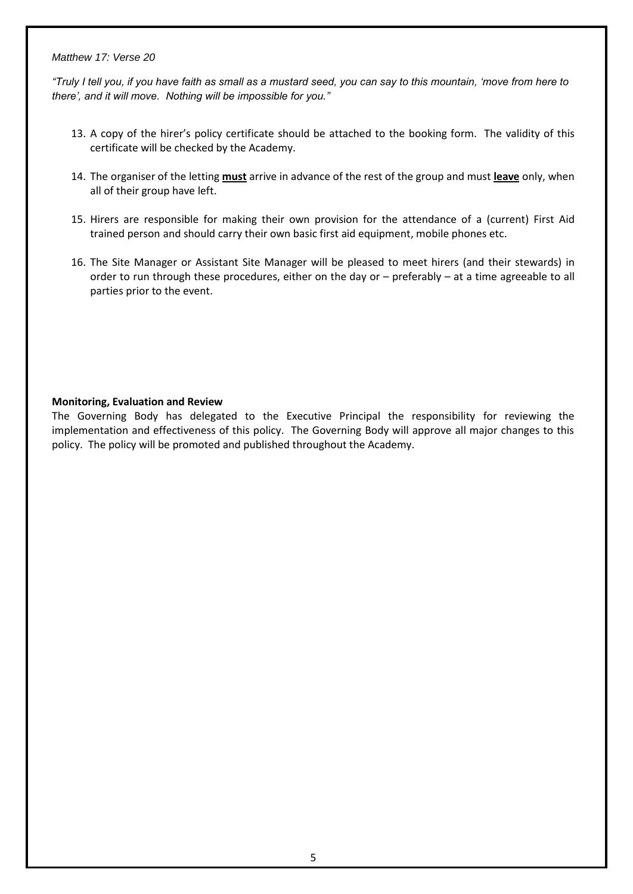*Matthew 17: Verse 20*

*"Truly I tell you, if you have faith as small as a mustard seed, you can say to this mountain, 'move from here to there', and it will move. Nothing will be impossible for you."*

13. A copy of the hirer's policy certificate should be attached to the booking form. The validity of this certificate will be checked by the Academy.

14. The organiser of the letting **must** arrive in advance of the rest of the group and must **leave** only, when all of their group have left.

15. Hirers are responsible for making their own provision for the attendance of a (current) First Aid trained person and should carry their own basic first aid equipment, mobile phones etc.

16. The Site Manager or Assistant Site Manager will be pleased to meet hirers (and their stewards) in order to run through these procedures, either on the day or – preferably – at a time agreeable to all parties prior to the event.

**Monitoring, Evaluation and Review**

The Governing Body has delegated to the Executive Principal the responsibility for reviewing the implementation and effectiveness of this policy. The Governing Body will approve all major changes to this policy. The policy will be promoted and published throughout the Academy.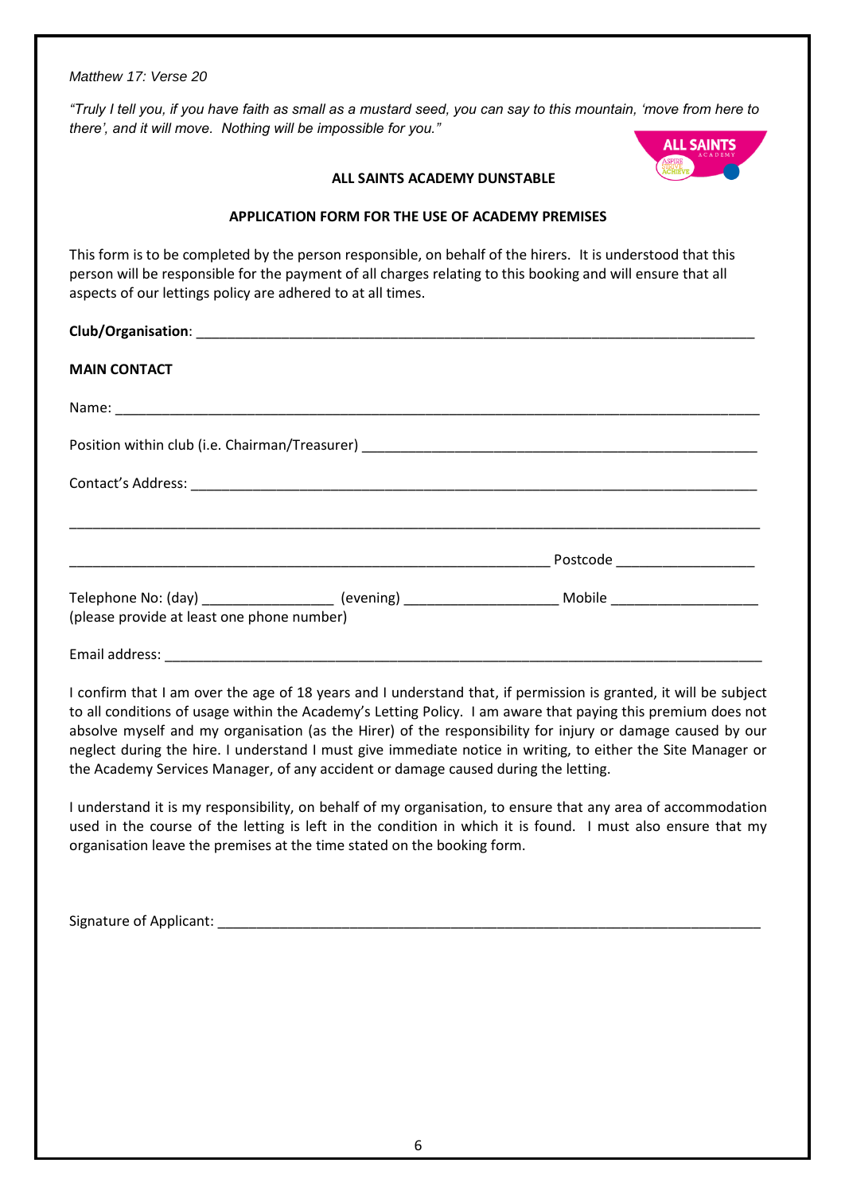*Matthew 17: Verse 20*

*"Truly I tell you, if you have faith as small as a mustard seed, you can say to this mountain, 'move from here to there', and it will move. Nothing will be impossible for you."*

**ALL SAINTS ACADEMY DUNSTABLE**

**APPLICATION FORM FOR THE USE OF ACADEMY PREMISES**

This form is to be completed by the person responsible, on behalf of the hirers. It is understood that this person will be responsible for the payment of all charges relating to this booking and will ensure that all aspects of our lettings policy are adhered to at all times.

**Club/Organisation**: ___________________________________________________________________________

**MAIN CONTACT**

Name: ______________________________________________________________________________________

Position within club (i.e. Chairman/Treasurer) ____________________________________________________

Contact's Address: _________________________________________________________________________

_____________________________________________________________________________________________

_____________________________________________________________ Postcode __________________

Telephone No: (day) _________________ (evening) ___________________ Mobile ___________________
(please provide at least one phone number)

Email address: _____________________________________________________________________________

I confirm that I am over the age of 18 years and I understand that, if permission is granted, it will be subject to all conditions of usage within the Academy's Letting Policy. I am aware that paying this premium does not absolve myself and my organisation (as the Hirer) of the responsibility for injury or damage caused by our neglect during the hire. I understand I must give immediate notice in writing, to either the Site Manager or the Academy Services Manager, of any accident or damage caused during the letting.

I understand it is my responsibility, on behalf of my organisation, to ensure that any area of accommodation used in the course of the letting is left in the condition in which it is found. I must also ensure that my organisation leave the premises at the time stated on the booking form.

Signature of Applicant: ________________________________________________________________________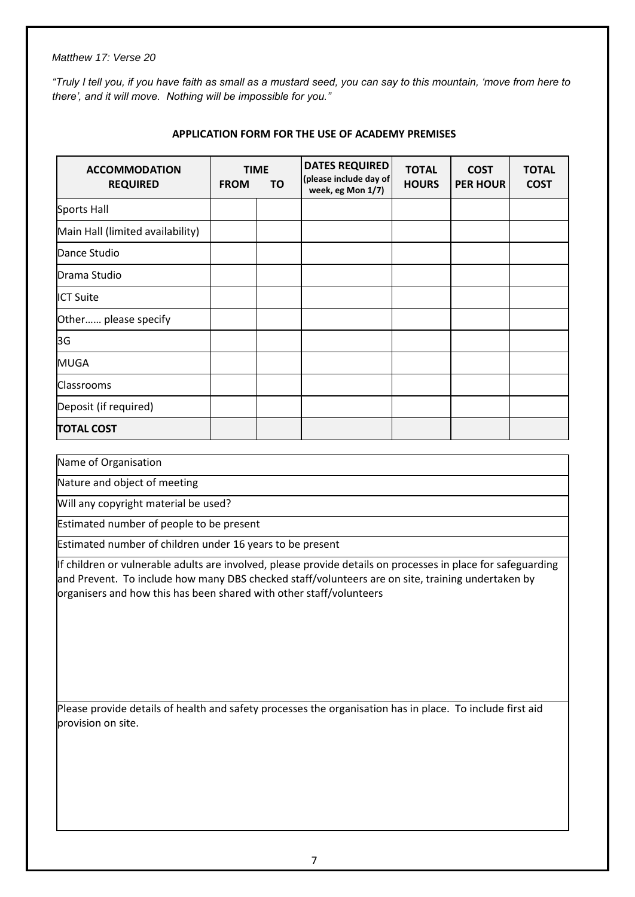*Matthew 17: Verse 20*

*"Truly I tell you, if you have faith as small as a mustard seed, you can say to this mountain, 'move from here to there', and it will move. Nothing will be impossible for you."*

**APPLICATION FORM FOR THE USE OF ACADEMY PREMISES**

| ACCOMMODATION REQUIRED | TIME | | DATES REQUIRED (please include day of week, eg Mon 1/7) | TOTAL HOURS | COST PER HOUR | TOTAL COST |
|---|---|---|---|---|---|---|
| | FROM | TO | | | | |
| Sports Hall | | | | | | |
| Main Hall (limited availability) | | | | | | |
| Dance Studio | | | | | | |
| Drama Studio | | | | | | |
| ICT Suite | | | | | | |
| Other…… please specify | | | | | | |
| 3G | | | | | | |
| MUGA | | | | | | |
| Classrooms | | | | | | |
| Deposit (if required) | | | | | | |
| **TOTAL COST** | | | | | | |

| |
|---|
| Name of Organisation |
| Nature and object of meeting |
| Will any copyright material be used? |
| Estimated number of people to be present |
| Estimated number of children under 16 years to be present |
| If children or vulnerable adults are involved, please provide details on processes in place for safeguarding and Prevent. To include how many DBS checked staff/volunteers are on site, training undertaken by organisers and how this has been shared with other staff/volunteers |
| Please provide details of health and safety processes the organisation has in place. To include first aid provision on site. |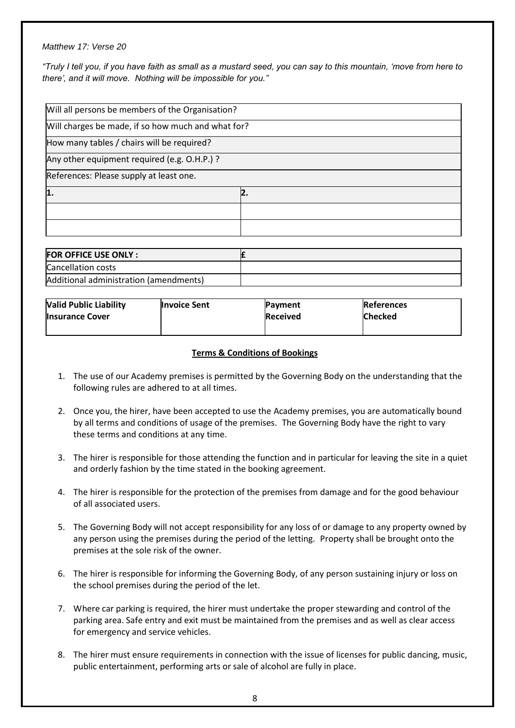*Matthew 17: Verse 20*

*"Truly I tell you, if you have faith as small as a mustard seed, you can say to this mountain, 'move from here to there', and it will move. Nothing will be impossible for you."*

| Will all persons be members of the Organisation? | |
|---|---|
| Will charges be made, if so how much and what for? | |
| How many tables / chairs will be required? | |
| Any other equipment required (e.g. O.H.P.) ? | |
| References: Please supply at least one. | |
| **1.** | **2.** |
| | |
| | |

| **FOR OFFICE USE ONLY :** | **£** |
|---|---|
| Cancellation costs | |
| Additional administration (amendments) | |

| **Valid Public Liability Insurance Cover** | **Invoice Sent** | **Payment Received** | **References Checked** |
|---|---|---|---|
| | | | |

**Terms & Conditions of Bookings**

1. The use of our Academy premises is permitted by the Governing Body on the understanding that the following rules are adhered to at all times.

2. Once you, the hirer, have been accepted to use the Academy premises, you are automatically bound by all terms and conditions of usage of the premises. The Governing Body have the right to vary these terms and conditions at any time.

3. The hirer is responsible for those attending the function and in particular for leaving the site in a quiet and orderly fashion by the time stated in the booking agreement.

4. The hirer is responsible for the protection of the premises from damage and for the good behaviour of all associated users.

5. The Governing Body will not accept responsibility for any loss of or damage to any property owned by any person using the premises during the period of the letting. Property shall be brought onto the premises at the sole risk of the owner.

6. The hirer is responsible for informing the Governing Body, of any person sustaining injury or loss on the school premises during the period of the let.

7. Where car parking is required, the hirer must undertake the proper stewarding and control of the parking area. Safe entry and exit must be maintained from the premises and as well as clear access for emergency and service vehicles.

8. The hirer must ensure requirements in connection with the issue of licenses for public dancing, music, public entertainment, performing arts or sale of alcohol are fully in place.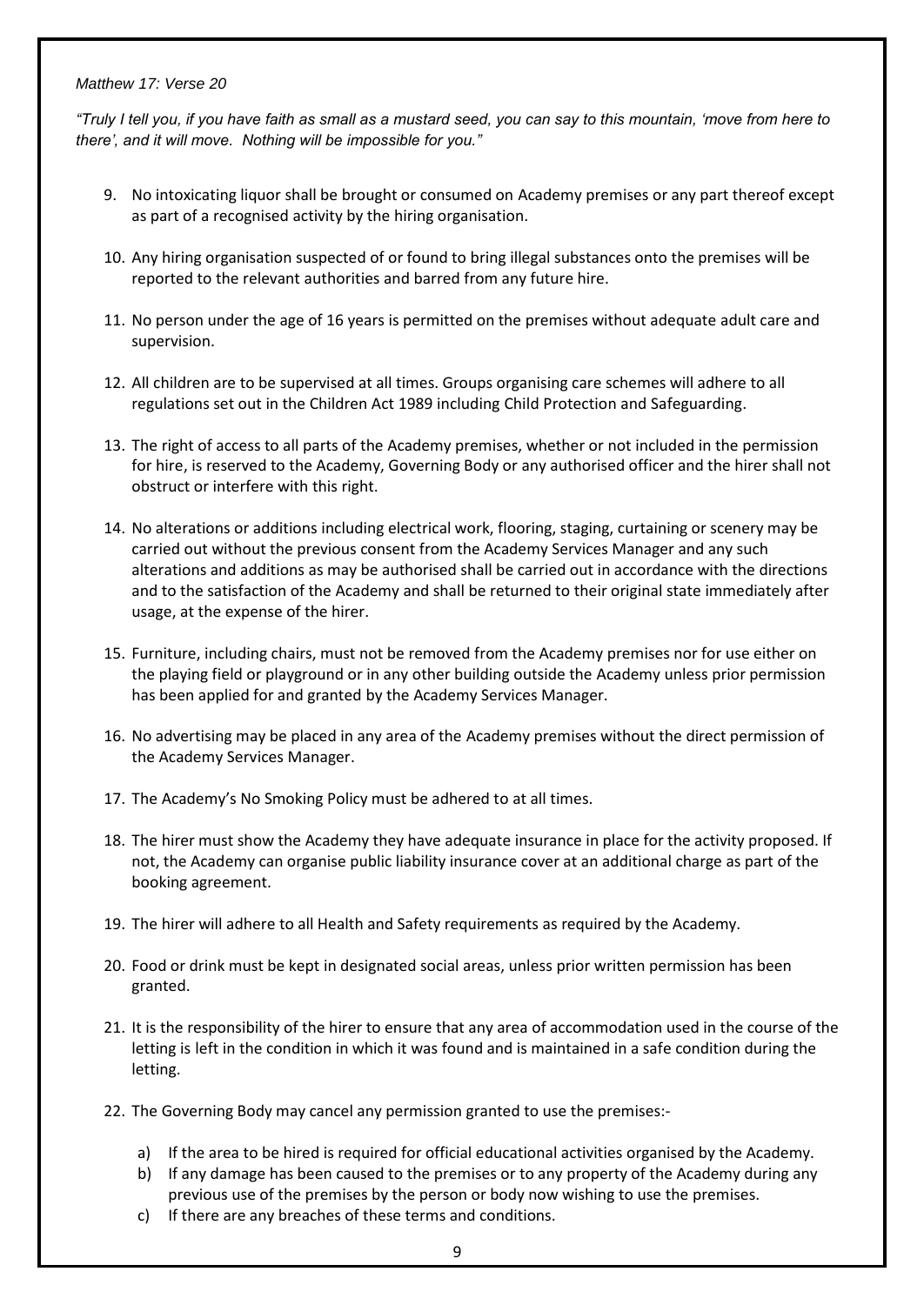*Matthew 17: Verse 20*

*"Truly I tell you, if you have faith as small as a mustard seed, you can say to this mountain, 'move from here to there', and it will move. Nothing will be impossible for you."*

9. No intoxicating liquor shall be brought or consumed on Academy premises or any part thereof except as part of a recognised activity by the hiring organisation.

10. Any hiring organisation suspected of or found to bring illegal substances onto the premises will be reported to the relevant authorities and barred from any future hire.

11. No person under the age of 16 years is permitted on the premises without adequate adult care and supervision.

12. All children are to be supervised at all times. Groups organising care schemes will adhere to all regulations set out in the Children Act 1989 including Child Protection and Safeguarding.

13. The right of access to all parts of the Academy premises, whether or not included in the permission for hire, is reserved to the Academy, Governing Body or any authorised officer and the hirer shall not obstruct or interfere with this right.

14. No alterations or additions including electrical work, flooring, staging, curtaining or scenery may be carried out without the previous consent from the Academy Services Manager and any such alterations and additions as may be authorised shall be carried out in accordance with the directions and to the satisfaction of the Academy and shall be returned to their original state immediately after usage, at the expense of the hirer.

15. Furniture, including chairs, must not be removed from the Academy premises nor for use either on the playing field or playground or in any other building outside the Academy unless prior permission has been applied for and granted by the Academy Services Manager.

16. No advertising may be placed in any area of the Academy premises without the direct permission of the Academy Services Manager.

17. The Academy's No Smoking Policy must be adhered to at all times.

18. The hirer must show the Academy they have adequate insurance in place for the activity proposed. If not, the Academy can organise public liability insurance cover at an additional charge as part of the booking agreement.

19. The hirer will adhere to all Health and Safety requirements as required by the Academy.

20. Food or drink must be kept in designated social areas, unless prior written permission has been granted.

21. It is the responsibility of the hirer to ensure that any area of accommodation used in the course of the letting is left in the condition in which it was found and is maintained in a safe condition during the letting.

22. The Governing Body may cancel any permission granted to use the premises:-

    a) If the area to be hired is required for official educational activities organised by the Academy.
    b) If any damage has been caused to the premises or to any property of the Academy during any previous use of the premises by the person or body now wishing to use the premises.
    c) If there are any breaches of these terms and conditions.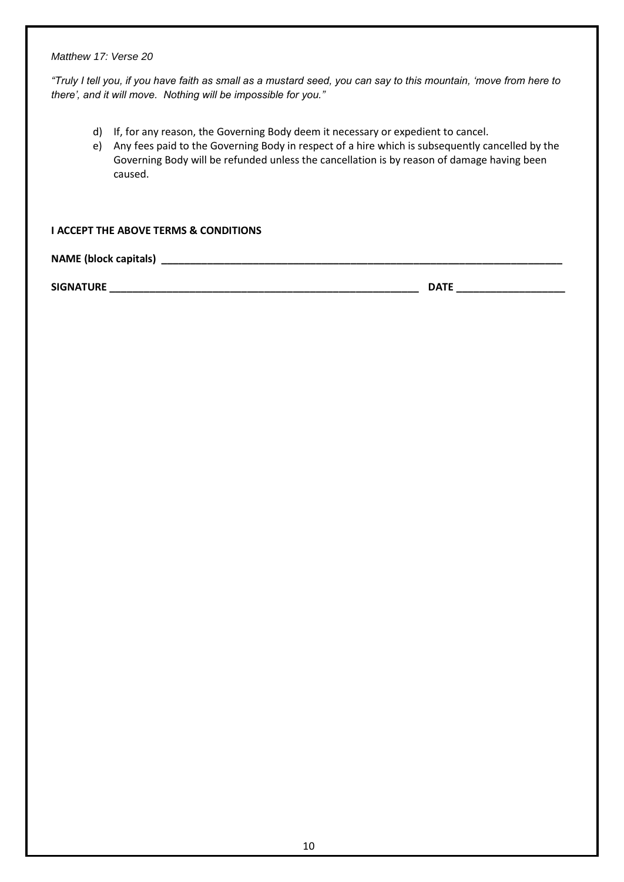*Matthew 17: Verse 20*

*"Truly I tell you, if you have faith as small as a mustard seed, you can say to this mountain, 'move from here to there', and it will move. Nothing will be impossible for you."*

d) If, for any reason, the Governing Body deem it necessary or expedient to cancel.

e) Any fees paid to the Governing Body in respect of a hire which is subsequently cancelled by the Governing Body will be refunded unless the cancellation is by reason of damage having been caused.

**I ACCEPT THE ABOVE TERMS & CONDITIONS**

**NAME (block capitals)** ______________________________________________________________________

**SIGNATURE** ___________________________________________________ **DATE** __________________